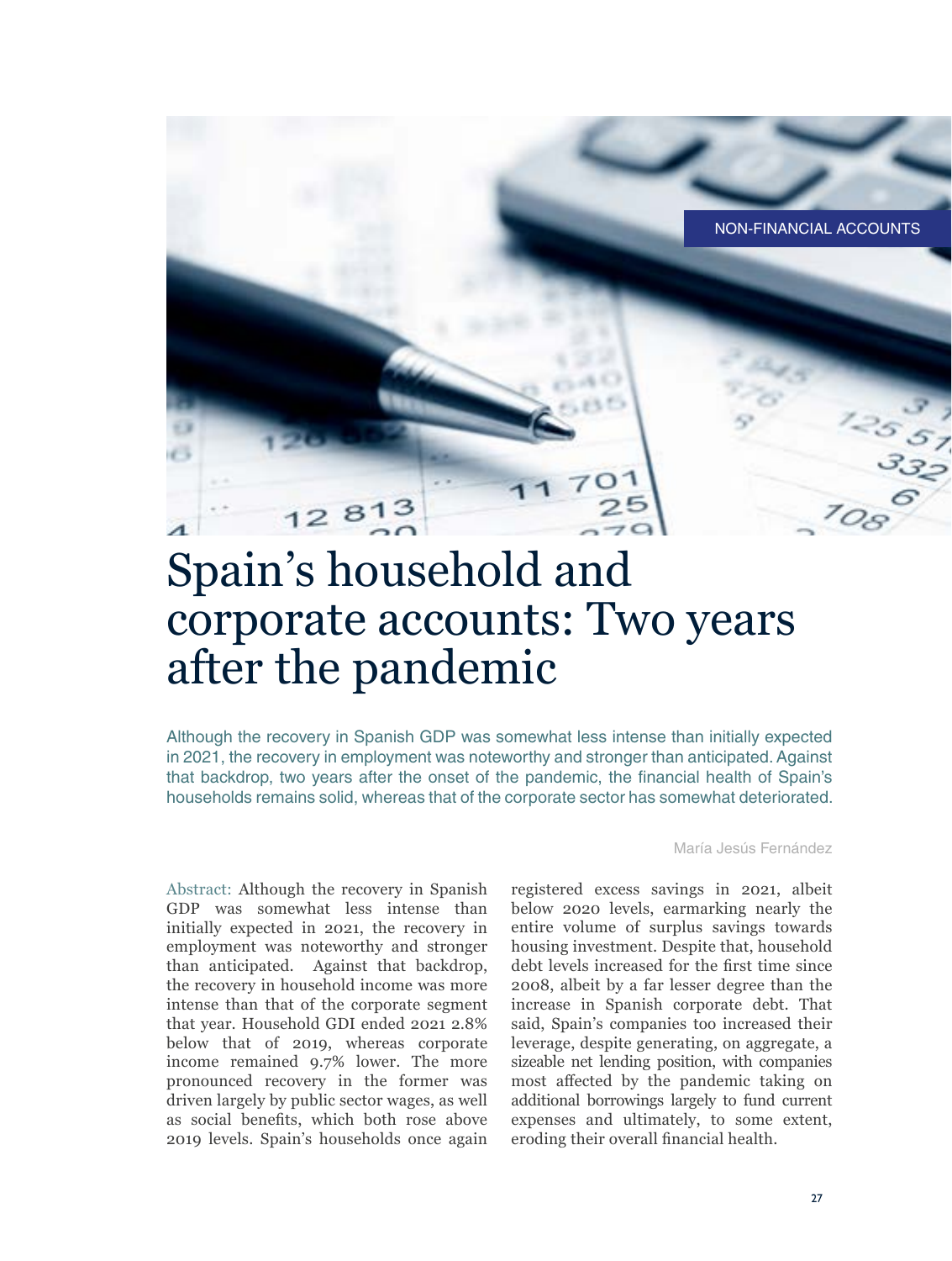NON-FINANCIAL ACCOUNTS

# Spain's household and corporate accounts: Two years after the pandemic

Although the recovery in Spanish GDP was somewhat less intense than initially expected in 2021, the recovery in employment was noteworthy and stronger than anticipated. Against that backdrop, two years after the onset of the pandemic, the financial health of Spain's households remains solid, whereas that of the corporate sector has somewhat deteriorated.

María Jesús Fernández

Abstract: Although the recovery in Spanish GDP was somewhat less intense than initially expected in 2021, the recovery in employment was noteworthy and stronger than anticipated. Against that backdrop, the recovery in household income was more intense than that of the corporate segment that year. Household GDI ended 2021 2.8% below that of 2019, whereas corporate income remained 9.7% lower. The more pronounced recovery in the former was driven largely by public sector wages, as well as social benefits, which both rose above 2019 levels. Spain's households once again registered excess savings in 2021, albeit below 2020 levels, earmarking nearly the entire volume of surplus savings towards housing investment. Despite that, household debt levels increased for the first time since 2008, albeit by a far lesser degree than the increase in Spanish corporate debt. That said, Spain's companies too increased their leverage, despite generating, on aggregate, a sizeable net lending position, with companies most affected by the pandemic taking on additional borrowings largely to fund current expenses and ultimately, to some extent, eroding their overall financial health.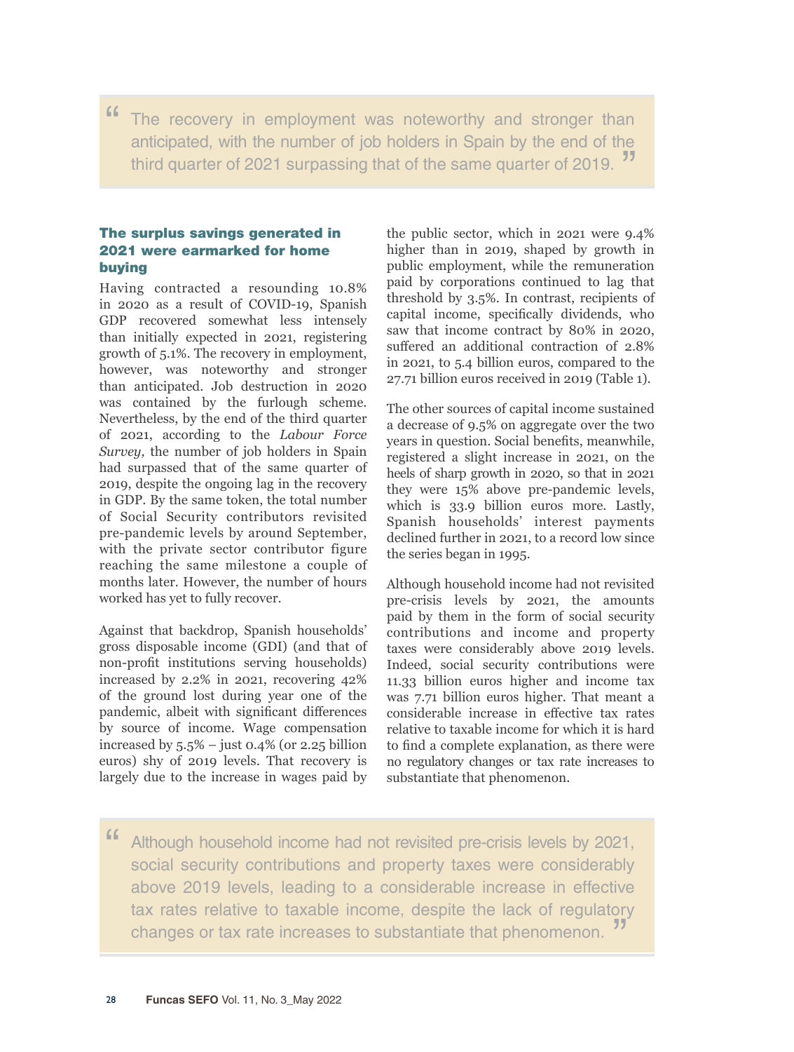> "The recovery in employment was noteworthy and stronger than anticipated, with the number of job holders in Spain by the end of the third quarter of 2021 surpassing that of the same quarter of 2019."

### The surplus savings generated in 2021 were earmarked for home buying

Having contracted a resounding 10.8% in 2020 as a result of COVID-19, Spanish GDP recovered somewhat less intensely than initially expected in 2021, registering growth of 5.1%. The recovery in employment, however, was noteworthy and stronger than anticipated. Job destruction in 2020 was contained by the furlough scheme. Nevertheless, by the end of the third quarter of 2021, according to the *Labour Force Survey,* the number of job holders in Spain had surpassed that of the same quarter of 2019, despite the ongoing lag in the recovery in GDP. By the same token, the total number of Social Security contributors revisited pre-pandemic levels by around September, with the private sector contributor figure reaching the same milestone a couple of months later. However, the number of hours worked has yet to fully recover.

Against that backdrop, Spanish households' gross disposable income (GDI) (and that of non-profit institutions serving households) increased by 2.2% in 2021, recovering 42% of the ground lost during year one of the pandemic, albeit with significant differences by source of income. Wage compensation increased by 5.5% – just 0.4% (or 2.25 billion euros) shy of 2019 levels. That recovery is largely due to the increase in wages paid by the public sector, which in 2021 were 9.4% higher than in 2019, shaped by growth in public employment, while the remuneration paid by corporations continued to lag that threshold by 3.5%. In contrast, recipients of capital income, specifically dividends, who saw that income contract by 80% in 2020, suffered an additional contraction of 2.8% in 2021, to 5.4 billion euros, compared to the 27.71 billion euros received in 2019 (Table 1).

The other sources of capital income sustained a decrease of 9.5% on aggregate over the two years in question. Social benefits, meanwhile, registered a slight increase in 2021, on the heels of sharp growth in 2020, so that in 2021 they were 15% above pre-pandemic levels, which is 33.9 billion euros more. Lastly, Spanish households' interest payments declined further in 2021, to a record low since the series began in 1995.

Although household income had not revisited pre-crisis levels by 2021, the amounts paid by them in the form of social security contributions and income and property taxes were considerably above 2019 levels. Indeed, social security contributions were 11.33 billion euros higher and income tax was 7.71 billion euros higher. That meant a considerable increase in effective tax rates relative to taxable income for which it is hard to find a complete explanation, as there were no regulatory changes or tax rate increases to substantiate that phenomenon.

> "Although household income had not revisited pre-crisis levels by 2021, social security contributions and property taxes were considerably above 2019 levels, leading to a considerable increase in effective tax rates relative to taxable income, despite the lack of regulatory changes or tax rate increases to substantiate that phenomenon."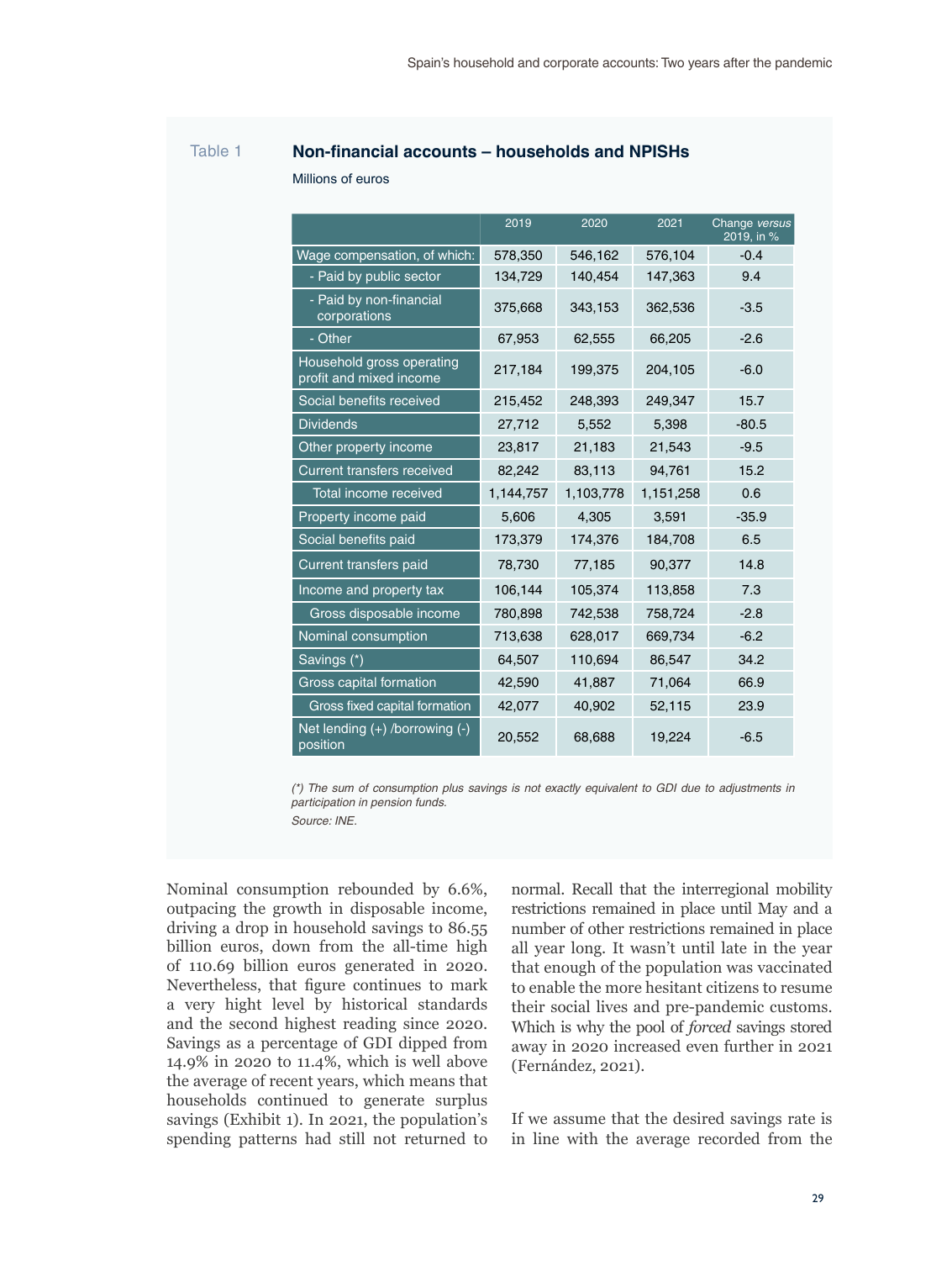Table 1 **Non-financial accounts – households and NPISHs**

Millions of euros

| | 2019 | 2020 | 2021 | Change *versus* 2019, in % |
|---|---|---|---|---|
| Wage compensation, of which: | 578,350 | 546,162 | 576,104 | -0.4 |
| - Paid by public sector | 134,729 | 140,454 | 147,363 | 9.4 |
| - Paid by non-financial corporations | 375,668 | 343,153 | 362,536 | -3.5 |
| - Other | 67,953 | 62,555 | 66,205 | -2.6 |
| Household gross operating profit and mixed income | 217,184 | 199,375 | 204,105 | -6.0 |
| Social benefits received | 215,452 | 248,393 | 249,347 | 15.7 |
| Dividends | 27,712 | 5,552 | 5,398 | -80.5 |
| Other property income | 23,817 | 21,183 | 21,543 | -9.5 |
| Current transfers received | 82,242 | 83,113 | 94,761 | 15.2 |
| Total income received | 1,144,757 | 1,103,778 | 1,151,258 | 0.6 |
| Property income paid | 5,606 | 4,305 | 3,591 | -35.9 |
| Social benefits paid | 173,379 | 174,376 | 184,708 | 6.5 |
| Current transfers paid | 78,730 | 77,185 | 90,377 | 14.8 |
| Income and property tax | 106,144 | 105,374 | 113,858 | 7.3 |
| Gross disposable income | 780,898 | 742,538 | 758,724 | -2.8 |
| Nominal consumption | 713,638 | 628,017 | 669,734 | -6.2 |
| Savings (*) | 64,507 | 110,694 | 86,547 | 34.2 |
| Gross capital formation | 42,590 | 41,887 | 71,064 | 66.9 |
| Gross fixed capital formation | 42,077 | 40,902 | 52,115 | 23.9 |
| Net lending (+) /borrowing (-) position | 20,552 | 68,688 | 19,224 | -6.5 |

*(\*) The sum of consumption plus savings is not exactly equivalent to GDI due to adjustments in participation in pension funds.*

*Source: INE.*

Nominal consumption rebounded by 6.6%, outpacing the growth in disposable income, driving a drop in household savings to 86.55 billion euros, down from the all-time high of 110.69 billion euros generated in 2020. Nevertheless, that figure continues to mark a very hight level by historical standards and the second highest reading since 2020. Savings as a percentage of GDI dipped from 14.9% in 2020 to 11.4%, which is well above the average of recent years, which means that households continued to generate surplus savings (Exhibit 1). In 2021, the population's spending patterns had still not returned to normal. Recall that the interregional mobility restrictions remained in place until May and a number of other restrictions remained in place all year long. It wasn't until late in the year that enough of the population was vaccinated to enable the more hesitant citizens to resume their social lives and pre-pandemic customs. Which is why the pool of *forced* savings stored away in 2020 increased even further in 2021 (Fernández, 2021).

If we assume that the desired savings rate is in line with the average recorded from the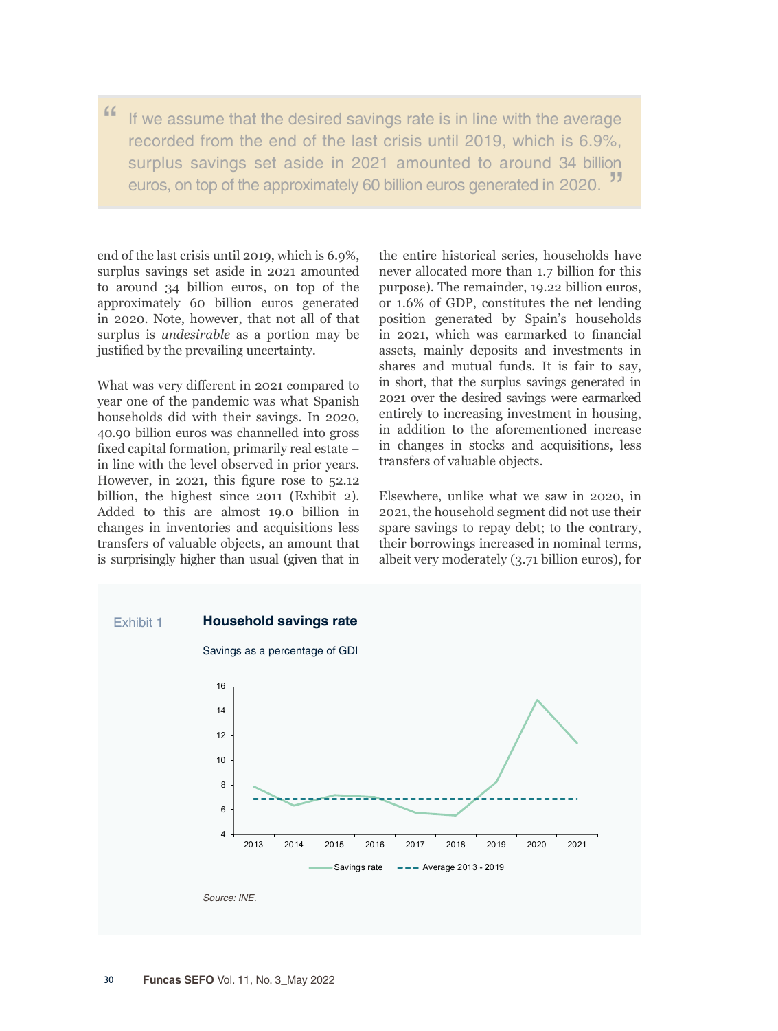> If we assume that the desired savings rate is in line with the average recorded from the end of the last crisis until 2019, which is 6.9%, surplus savings set aside in 2021 amounted to around 34 billion euros, on top of the approximately 60 billion euros generated in 2020.

end of the last crisis until 2019, which is 6.9%, surplus savings set aside in 2021 amounted to around 34 billion euros, on top of the approximately 60 billion euros generated in 2020. Note, however, that not all of that surplus is *undesirable* as a portion may be justified by the prevailing uncertainty.

What was very different in 2021 compared to year one of the pandemic was what Spanish households did with their savings. In 2020, 40.90 billion euros was channelled into gross fixed capital formation, primarily real estate – in line with the level observed in prior years. However, in 2021, this figure rose to 52.12 billion, the highest since 2011 (Exhibit 2). Added to this are almost 19.0 billion in changes in inventories and acquisitions less transfers of valuable objects, an amount that is surprisingly higher than usual (given that in the entire historical series, households have never allocated more than 1.7 billion for this purpose). The remainder, 19.22 billion euros, or 1.6% of GDP, constitutes the net lending position generated by Spain's households in 2021, which was earmarked to financial assets, mainly deposits and investments in shares and mutual funds. It is fair to say, in short, that the surplus savings generated in 2021 over the desired savings were earmarked entirely to increasing investment in housing, in addition to the aforementioned increase in changes in stocks and acquisitions, less transfers of valuable objects.

Elsewhere, unlike what we saw in 2020, in 2021, the household segment did not use their spare savings to repay debt; to the contrary, their borrowings increased in nominal terms, albeit very moderately (3.71 billion euros), for

Exhibit 1 **Household savings rate**

Savings as a percentage of GDI

Source: INE.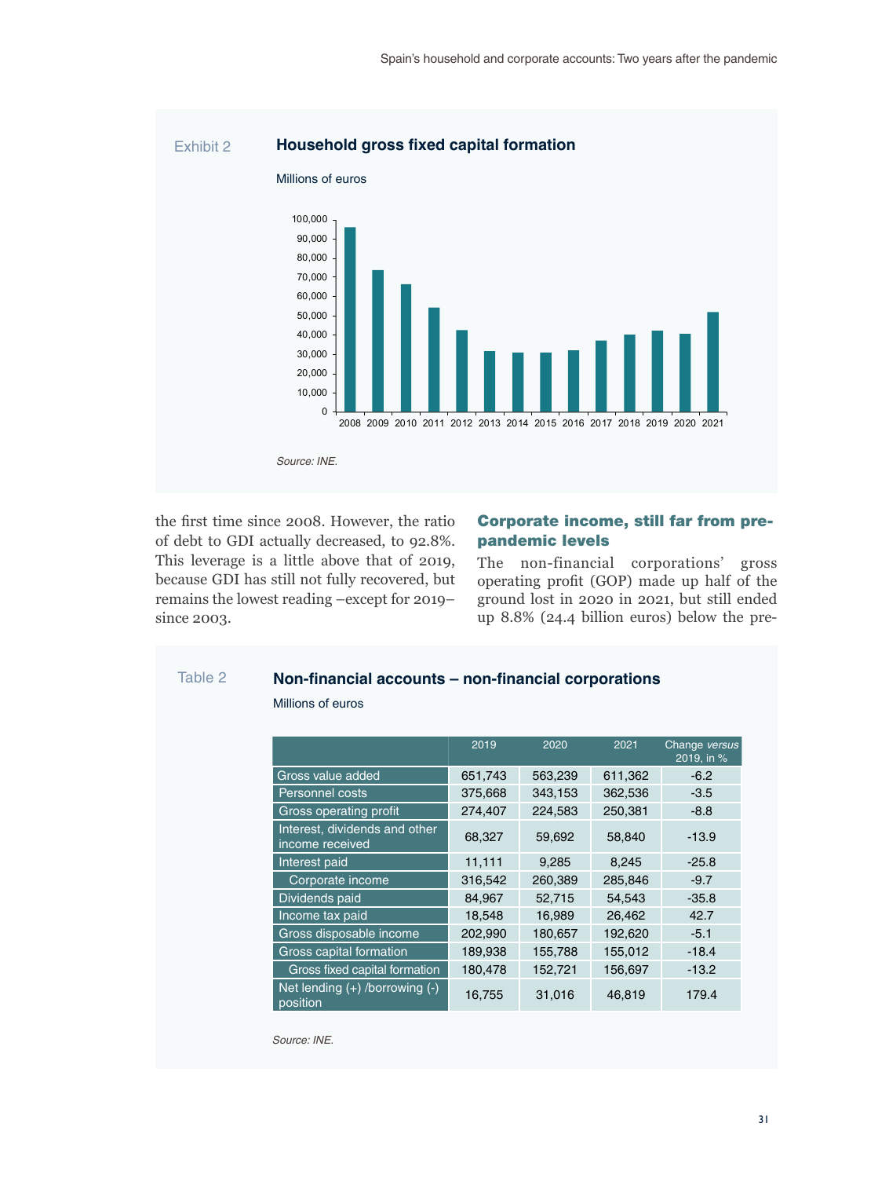Exhibit 2

**Household gross fixed capital formation**

Millions of euros

Source: INE.

the first time since 2008. However, the ratio of debt to GDI actually decreased, to 92.8%. This leverage is a little above that of 2019, because GDI has still not fully recovered, but remains the lowest reading –except for 2019– since 2003.

## Corporate income, still far from pre-pandemic levels

The non-financial corporations' gross operating profit (GOP) made up half of the ground lost in 2020 in 2021, but still ended up 8.8% (24.4 billion euros) below the pre-

Table 2

**Non-financial accounts – non-financial corporations**

Millions of euros

| | 2019 | 2020 | 2021 | Change *versus* 2019, in % |
|---|---|---|---|---|
| Gross value added | 651,743 | 563,239 | 611,362 | -6.2 |
| Personnel costs | 375,668 | 343,153 | 362,536 | -3.5 |
| Gross operating profit | 274,407 | 224,583 | 250,381 | -8.8 |
| Interest, dividends and other income received | 68,327 | 59,692 | 58,840 | -13.9 |
| Interest paid | 11,111 | 9,285 | 8,245 | -25.8 |
| Corporate income | 316,542 | 260,389 | 285,846 | -9.7 |
| Dividends paid | 84,967 | 52,715 | 54,543 | -35.8 |
| Income tax paid | 18,548 | 16,989 | 26,462 | 42.7 |
| Gross disposable income | 202,990 | 180,657 | 192,620 | -5.1 |
| Gross capital formation | 189,938 | 155,788 | 155,012 | -18.4 |
| Gross fixed capital formation | 180,478 | 152,721 | 156,697 | -13.2 |
| Net lending (+) /borrowing (-) position | 16,755 | 31,016 | 46,819 | 179.4 |

Source: INE.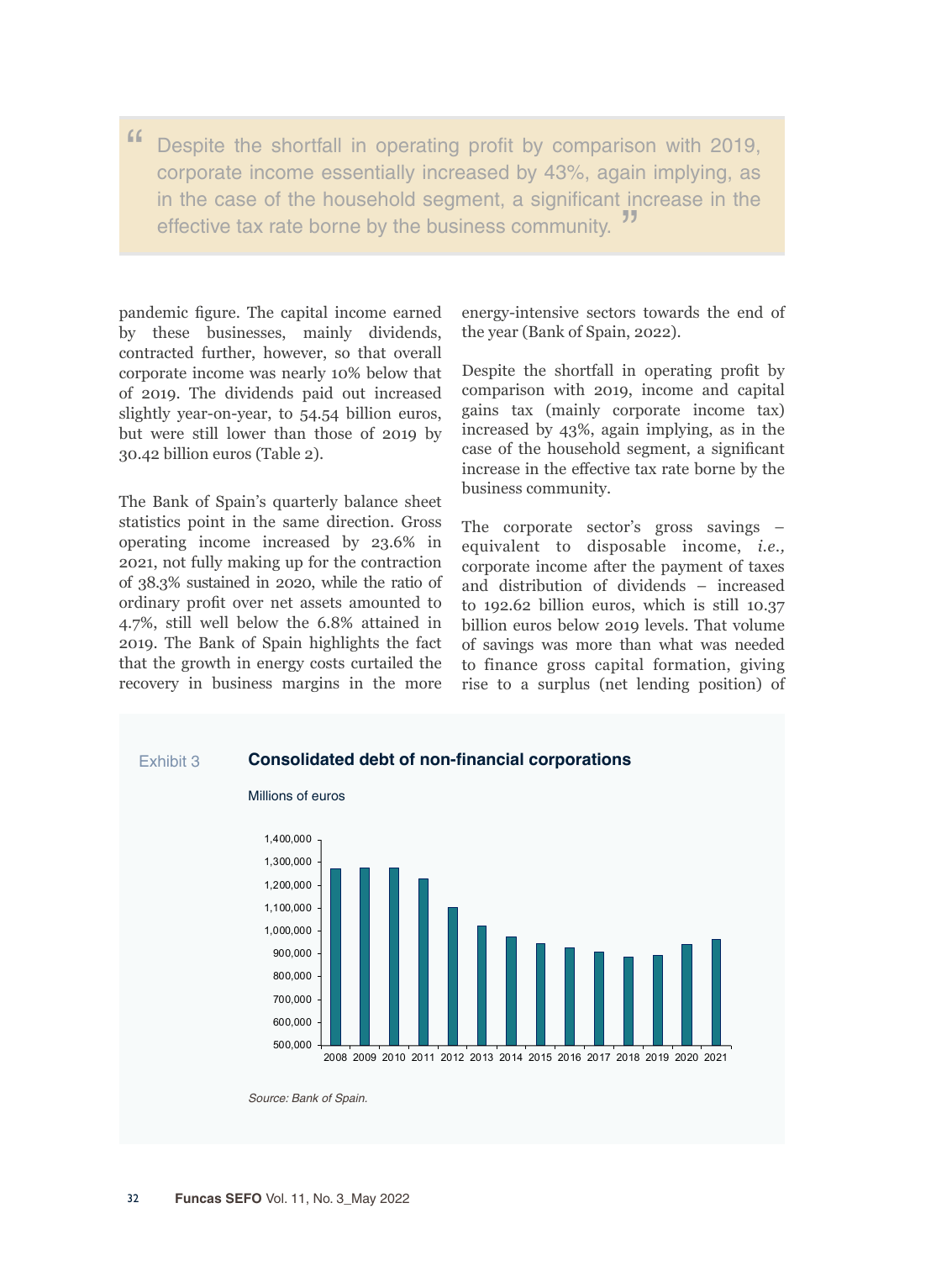> Despite the shortfall in operating profit by comparison with 2019, corporate income essentially increased by 43%, again implying, as in the case of the household segment, a significant increase in the effective tax rate borne by the business community.

pandemic figure. The capital income earned by these businesses, mainly dividends, contracted further, however, so that overall corporate income was nearly 10% below that of 2019. The dividends paid out increased slightly year-on-year, to 54.54 billion euros, but were still lower than those of 2019 by 30.42 billion euros (Table 2).

The Bank of Spain's quarterly balance sheet statistics point in the same direction. Gross operating income increased by 23.6% in 2021, not fully making up for the contraction of 38.3% sustained in 2020, while the ratio of ordinary profit over net assets amounted to 4.7%, still well below the 6.8% attained in 2019. The Bank of Spain highlights the fact that the growth in energy costs curtailed the recovery in business margins in the more energy-intensive sectors towards the end of the year (Bank of Spain, 2022).

Despite the shortfall in operating profit by comparison with 2019, income and capital gains tax (mainly corporate income tax) increased by 43%, again implying, as in the case of the household segment, a significant increase in the effective tax rate borne by the business community.

The corporate sector's gross savings – equivalent to disposable income, *i.e.*, corporate income after the payment of taxes and distribution of dividends – increased to 192.62 billion euros, which is still 10.37 billion euros below 2019 levels. That volume of savings was more than what was needed to finance gross capital formation, giving rise to a surplus (net lending position) of

Exhibit 3 **Consolidated debt of non-financial corporations**

Millions of euros

*Source: Bank of Spain.*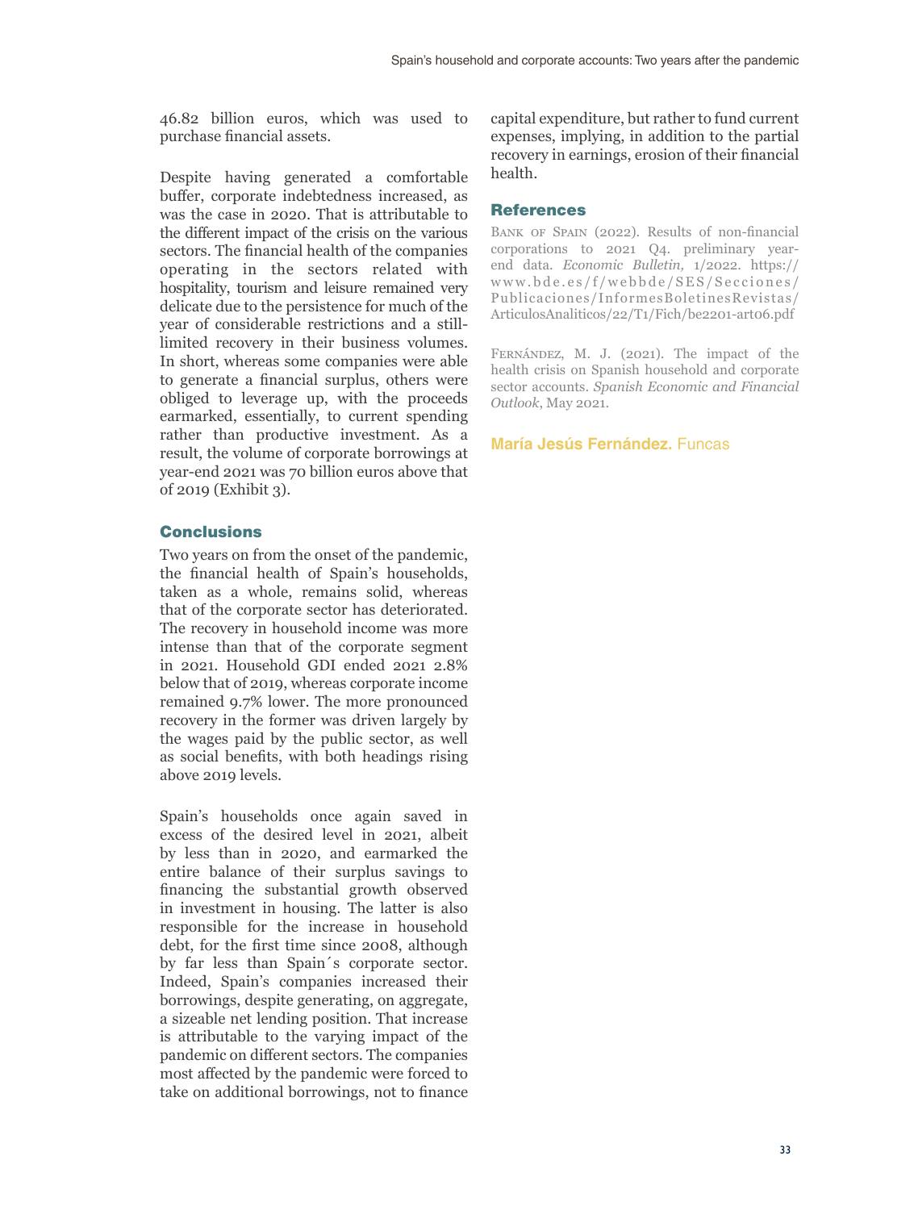46.82 billion euros, which was used to purchase financial assets.

Despite having generated a comfortable buffer, corporate indebtedness increased, as was the case in 2020. That is attributable to the different impact of the crisis on the various sectors. The financial health of the companies operating in the sectors related with hospitality, tourism and leisure remained very delicate due to the persistence for much of the year of considerable restrictions and a still-limited recovery in their business volumes. In short, whereas some companies were able to generate a financial surplus, others were obliged to leverage up, with the proceeds earmarked, essentially, to current spending rather than productive investment. As a result, the volume of corporate borrowings at year-end 2021 was 70 billion euros above that of 2019 (Exhibit 3).

## Conclusions

Two years on from the onset of the pandemic, the financial health of Spain's households, taken as a whole, remains solid, whereas that of the corporate sector has deteriorated. The recovery in household income was more intense than that of the corporate segment in 2021. Household GDI ended 2021 2.8% below that of 2019, whereas corporate income remained 9.7% lower. The more pronounced recovery in the former was driven largely by the wages paid by the public sector, as well as social benefits, with both headings rising above 2019 levels.

Spain's households once again saved in excess of the desired level in 2021, albeit by less than in 2020, and earmarked the entire balance of their surplus savings to financing the substantial growth observed in investment in housing. The latter is also responsible for the increase in household debt, for the first time since 2008, although by far less than Spain´s corporate sector. Indeed, Spain's companies increased their borrowings, despite generating, on aggregate, a sizeable net lending position. That increase is attributable to the varying impact of the pandemic on different sectors. The companies most affected by the pandemic were forced to take on additional borrowings, not to finance capital expenditure, but rather to fund current expenses, implying, in addition to the partial recovery in earnings, erosion of their financial health.

## References

Bank of Spain (2022). Results of non-financial corporations to 2021 Q4. preliminary year-end data. *Economic Bulletin,* 1/2022. https://www.bde.es/f/webbde/SES/Secciones/Publicaciones/InformesBoletinesRevistas/ArticulosAnaliticos/22/T1/Fich/be2201-art06.pdf

Fernández, M. J. (2021). The impact of the health crisis on Spanish household and corporate sector accounts. *Spanish Economic and Financial Outlook*, May 2021.

**María Jesús Fernández.** Funcas